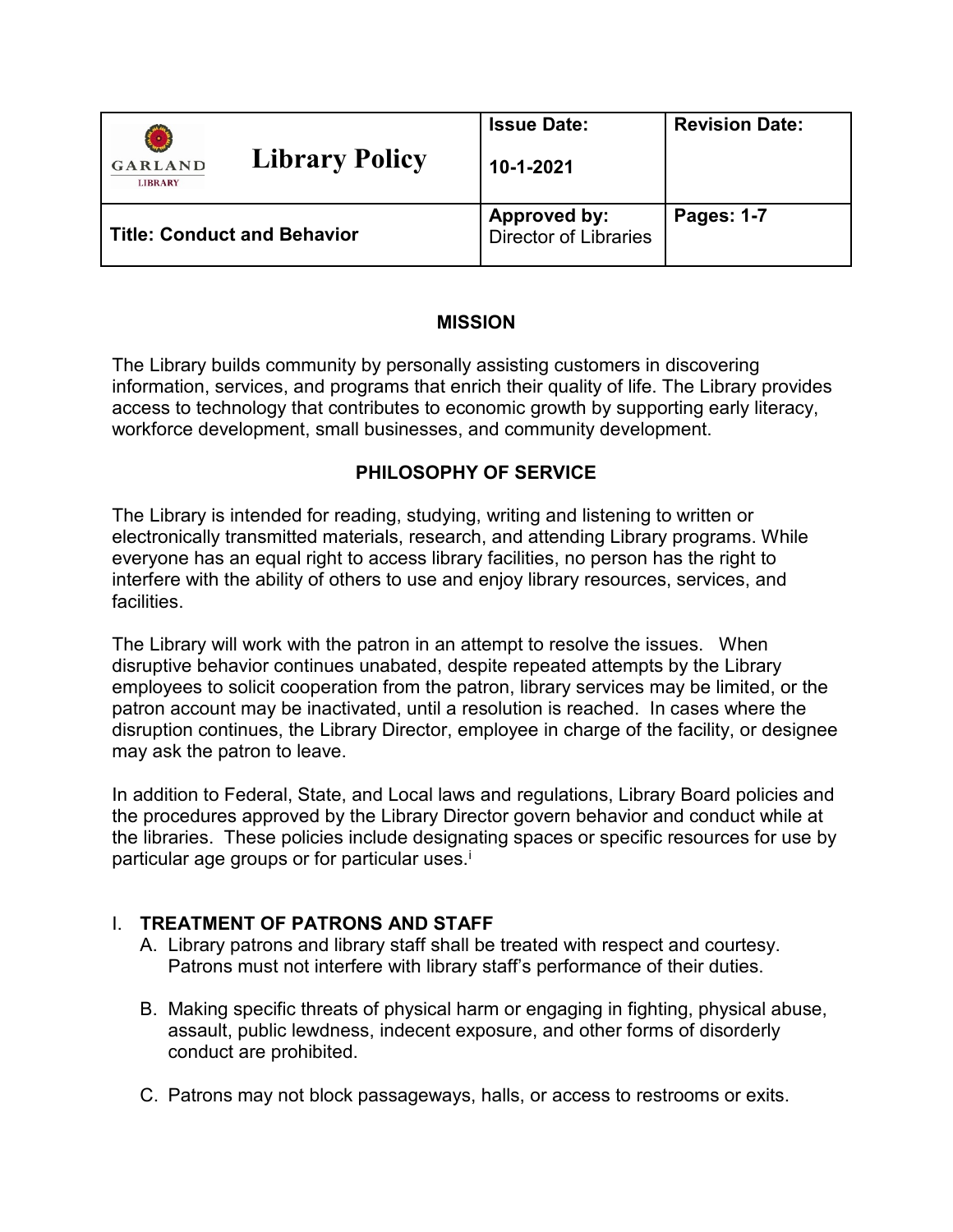| GARLAND LIBRARY **Library Policy** | **Issue Date:** **10-1-2021** | **Revision Date:** |
| --- | --- | --- |
| **Title: Conduct and Behavior** | **Approved by:** Director of Libraries | **Pages: 1-7** |

## MISSION

The Library builds community by personally assisting customers in discovering information, services, and programs that enrich their quality of life. The Library provides access to technology that contributes to economic growth by supporting early literacy, workforce development, small businesses, and community development.

## PHILOSOPHY OF SERVICE

The Library is intended for reading, studying, writing and listening to written or electronically transmitted materials, research, and attending Library programs. While everyone has an equal right to access library facilities, no person has the right to interfere with the ability of others to use and enjoy library resources, services, and facilities.

The Library will work with the patron in an attempt to resolve the issues. When disruptive behavior continues unabated, despite repeated attempts by the Library employees to solicit cooperation from the patron, library services may be limited, or the patron account may be inactivated, until a resolution is reached. In cases where the disruption continues, the Library Director, employee in charge of the facility, or designee may ask the patron to leave.

In addition to Federal, State, and Local laws and regulations, Library Board policies and the procedures approved by the Library Director govern behavior and conduct while at the libraries. These policies include designating spaces or specific resources for use by particular age groups or for particular uses.[i]

## I. TREATMENT OF PATRONS AND STAFF

A. Library patrons and library staff shall be treated with respect and courtesy. Patrons must not interfere with library staff's performance of their duties.

B. Making specific threats of physical harm or engaging in fighting, physical abuse, assault, public lewdness, indecent exposure, and other forms of disorderly conduct are prohibited.

C. Patrons may not block passageways, halls, or access to restrooms or exits.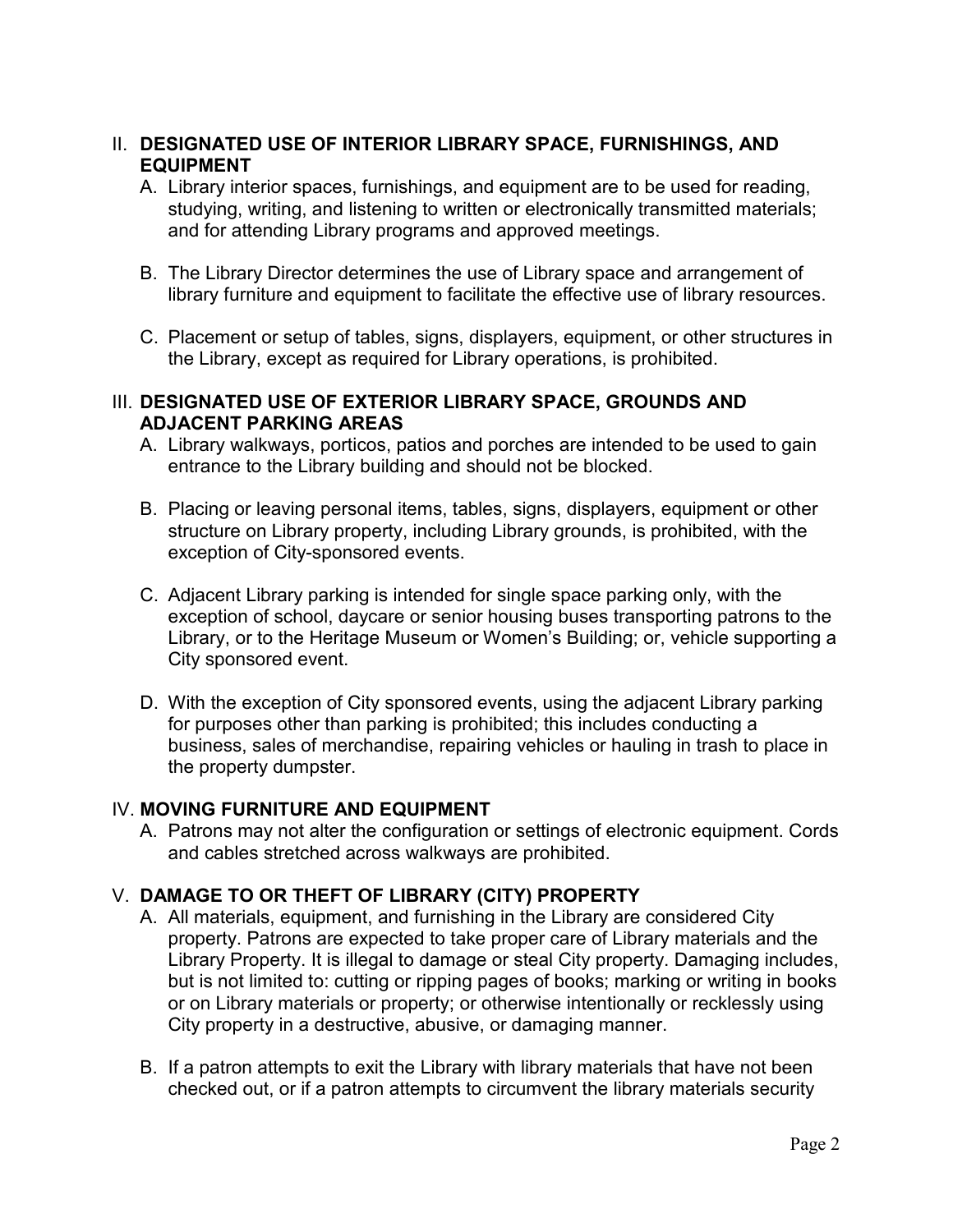## II. DESIGNATED USE OF INTERIOR LIBRARY SPACE, FURNISHINGS, AND EQUIPMENT

A. Library interior spaces, furnishings, and equipment are to be used for reading, studying, writing, and listening to written or electronically transmitted materials; and for attending Library programs and approved meetings.

B. The Library Director determines the use of Library space and arrangement of library furniture and equipment to facilitate the effective use of library resources.

C. Placement or setup of tables, signs, displayers, equipment, or other structures in the Library, except as required for Library operations, is prohibited.

## III. DESIGNATED USE OF EXTERIOR LIBRARY SPACE, GROUNDS AND ADJACENT PARKING AREAS

A. Library walkways, porticos, patios and porches are intended to be used to gain entrance to the Library building and should not be blocked.

B. Placing or leaving personal items, tables, signs, displayers, equipment or other structure on Library property, including Library grounds, is prohibited, with the exception of City-sponsored events.

C. Adjacent Library parking is intended for single space parking only, with the exception of school, daycare or senior housing buses transporting patrons to the Library, or to the Heritage Museum or Women's Building; or, vehicle supporting a City sponsored event.

D. With the exception of City sponsored events, using the adjacent Library parking for purposes other than parking is prohibited; this includes conducting a business, sales of merchandise, repairing vehicles or hauling in trash to place in the property dumpster.

## IV. MOVING FURNITURE AND EQUIPMENT

A. Patrons may not alter the configuration or settings of electronic equipment. Cords and cables stretched across walkways are prohibited.

## V. DAMAGE TO OR THEFT OF LIBRARY (CITY) PROPERTY

A. All materials, equipment, and furnishing in the Library are considered City property. Patrons are expected to take proper care of Library materials and the Library Property. It is illegal to damage or steal City property. Damaging includes, but is not limited to: cutting or ripping pages of books; marking or writing in books or on Library materials or property; or otherwise intentionally or recklessly using City property in a destructive, abusive, or damaging manner.

B. If a patron attempts to exit the Library with library materials that have not been checked out, or if a patron attempts to circumvent the library materials security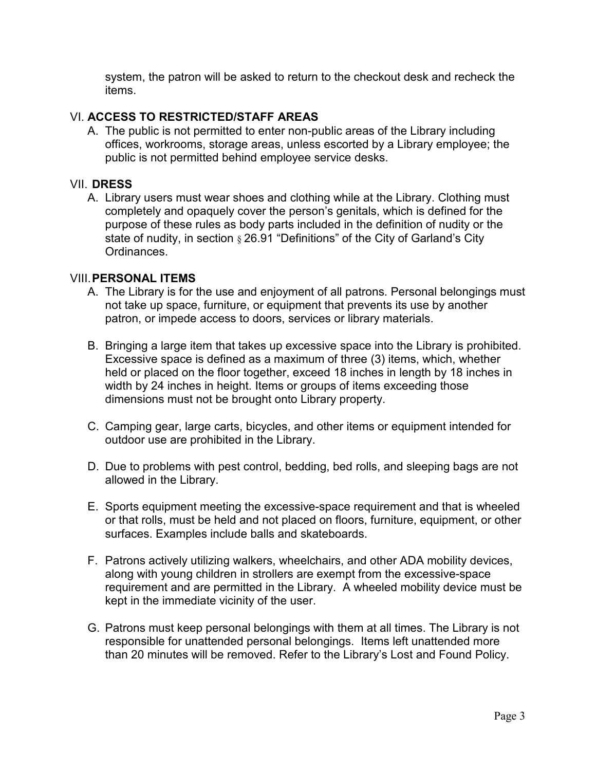system, the patron will be asked to return to the checkout desk and recheck the items.

## VI. ACCESS TO RESTRICTED/STAFF AREAS

A. The public is not permitted to enter non-public areas of the Library including offices, workrooms, storage areas, unless escorted by a Library employee; the public is not permitted behind employee service desks.

## VII. DRESS

A. Library users must wear shoes and clothing while at the Library. Clothing must completely and opaquely cover the person's genitals, which is defined for the purpose of these rules as body parts included in the definition of nudity or the state of nudity, in section § 26.91 "Definitions" of the City of Garland's City Ordinances.

## VIII. PERSONAL ITEMS

A. The Library is for the use and enjoyment of all patrons. Personal belongings must not take up space, furniture, or equipment that prevents its use by another patron, or impede access to doors, services or library materials.

B. Bringing a large item that takes up excessive space into the Library is prohibited. Excessive space is defined as a maximum of three (3) items, which, whether held or placed on the floor together, exceed 18 inches in length by 18 inches in width by 24 inches in height. Items or groups of items exceeding those dimensions must not be brought onto Library property.

C. Camping gear, large carts, bicycles, and other items or equipment intended for outdoor use are prohibited in the Library.

D. Due to problems with pest control, bedding, bed rolls, and sleeping bags are not allowed in the Library.

E. Sports equipment meeting the excessive-space requirement and that is wheeled or that rolls, must be held and not placed on floors, furniture, equipment, or other surfaces. Examples include balls and skateboards.

F. Patrons actively utilizing walkers, wheelchairs, and other ADA mobility devices, along with young children in strollers are exempt from the excessive-space requirement and are permitted in the Library. A wheeled mobility device must be kept in the immediate vicinity of the user.

G. Patrons must keep personal belongings with them at all times. The Library is not responsible for unattended personal belongings. Items left unattended more than 20 minutes will be removed. Refer to the Library's Lost and Found Policy.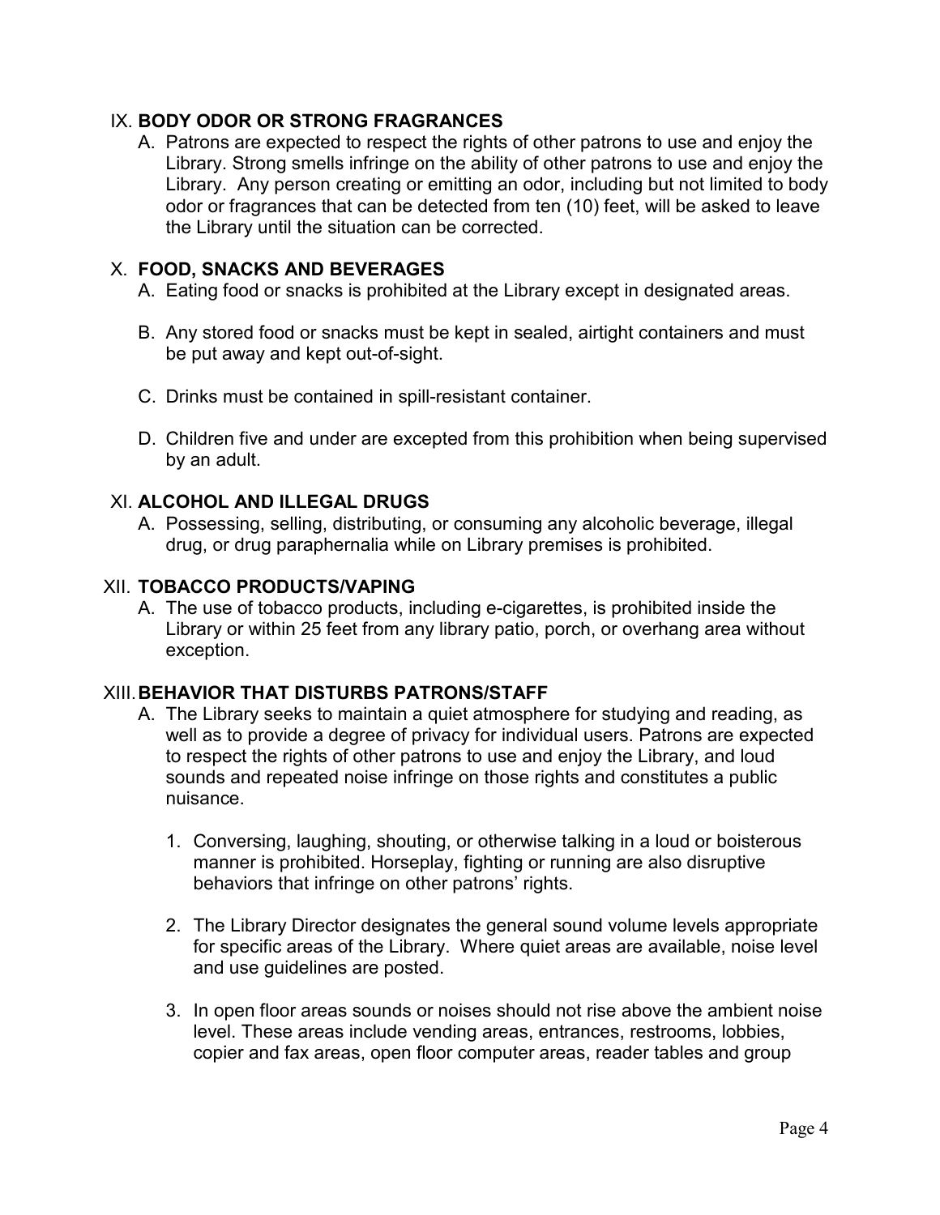## IX. BODY ODOR OR STRONG FRAGRANCES

A. Patrons are expected to respect the rights of other patrons to use and enjoy the Library. Strong smells infringe on the ability of other patrons to use and enjoy the Library. Any person creating or emitting an odor, including but not limited to body odor or fragrances that can be detected from ten (10) feet, will be asked to leave the Library until the situation can be corrected.

## X. FOOD, SNACKS AND BEVERAGES

A. Eating food or snacks is prohibited at the Library except in designated areas.

B. Any stored food or snacks must be kept in sealed, airtight containers and must be put away and kept out-of-sight.

C. Drinks must be contained in spill-resistant container.

D. Children five and under are excepted from this prohibition when being supervised by an adult.

## XI. ALCOHOL AND ILLEGAL DRUGS

A. Possessing, selling, distributing, or consuming any alcoholic beverage, illegal drug, or drug paraphernalia while on Library premises is prohibited.

## XII. TOBACCO PRODUCTS/VAPING

A. The use of tobacco products, including e-cigarettes, is prohibited inside the Library or within 25 feet from any library patio, porch, or overhang area without exception.

## XIII. BEHAVIOR THAT DISTURBS PATRONS/STAFF

A. The Library seeks to maintain a quiet atmosphere for studying and reading, as well as to provide a degree of privacy for individual users. Patrons are expected to respect the rights of other patrons to use and enjoy the Library, and loud sounds and repeated noise infringe on those rights and constitutes a public nuisance.

1. Conversing, laughing, shouting, or otherwise talking in a loud or boisterous manner is prohibited. Horseplay, fighting or running are also disruptive behaviors that infringe on other patrons' rights.

2. The Library Director designates the general sound volume levels appropriate for specific areas of the Library. Where quiet areas are available, noise level and use guidelines are posted.

3. In open floor areas sounds or noises should not rise above the ambient noise level. These areas include vending areas, entrances, restrooms, lobbies, copier and fax areas, open floor computer areas, reader tables and group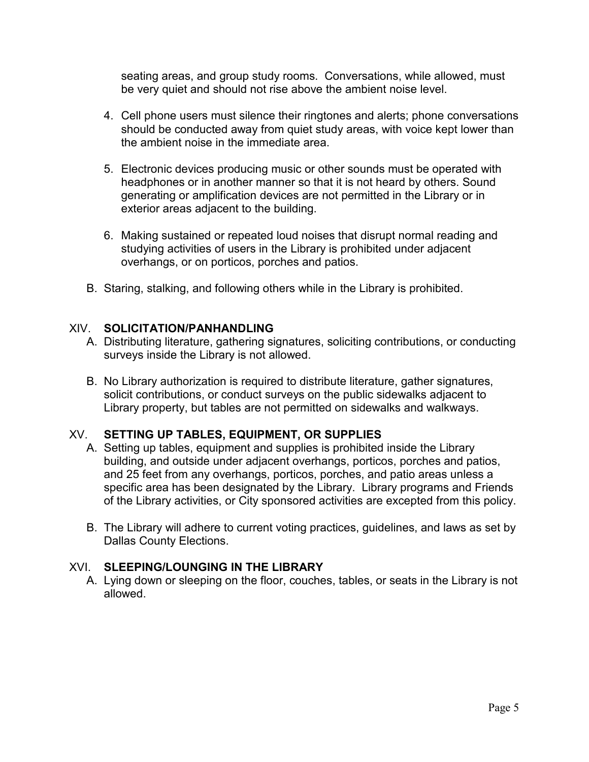seating areas, and group study rooms. Conversations, while allowed, must be very quiet and should not rise above the ambient noise level.

4. Cell phone users must silence their ringtones and alerts; phone conversations should be conducted away from quiet study areas, with voice kept lower than the ambient noise in the immediate area.

5. Electronic devices producing music or other sounds must be operated with headphones or in another manner so that it is not heard by others. Sound generating or amplification devices are not permitted in the Library or in exterior areas adjacent to the building.

6. Making sustained or repeated loud noises that disrupt normal reading and studying activities of users in the Library is prohibited under adjacent overhangs, or on porticos, porches and patios.

B. Staring, stalking, and following others while in the Library is prohibited.

## XIV. **SOLICITATION/PANHANDLING**

A. Distributing literature, gathering signatures, soliciting contributions, or conducting surveys inside the Library is not allowed.

B. No Library authorization is required to distribute literature, gather signatures, solicit contributions, or conduct surveys on the public sidewalks adjacent to Library property, but tables are not permitted on sidewalks and walkways.

## XV. **SETTING UP TABLES, EQUIPMENT, OR SUPPLIES**

A. Setting up tables, equipment and supplies is prohibited inside the Library building, and outside under adjacent overhangs, porticos, porches and patios, and 25 feet from any overhangs, porticos, porches, and patio areas unless a specific area has been designated by the Library. Library programs and Friends of the Library activities, or City sponsored activities are excepted from this policy.

B. The Library will adhere to current voting practices, guidelines, and laws as set by Dallas County Elections.

## XVI. **SLEEPING/LOUNGING IN THE LIBRARY**

A. Lying down or sleeping on the floor, couches, tables, or seats in the Library is not allowed.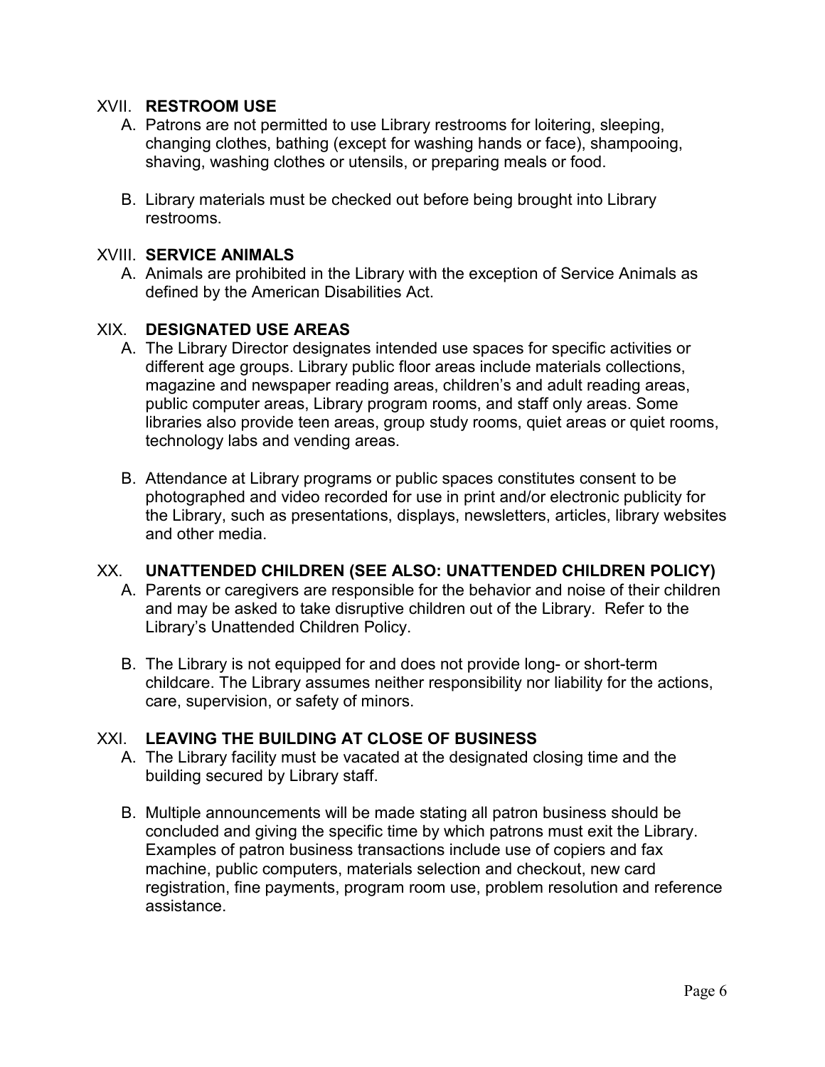## XVII. RESTROOM USE

A. Patrons are not permitted to use Library restrooms for loitering, sleeping, changing clothes, bathing (except for washing hands or face), shampooing, shaving, washing clothes or utensils, or preparing meals or food.

B. Library materials must be checked out before being brought into Library restrooms.

## XVIII. SERVICE ANIMALS

A. Animals are prohibited in the Library with the exception of Service Animals as defined by the American Disabilities Act.

## XIX. DESIGNATED USE AREAS

A. The Library Director designates intended use spaces for specific activities or different age groups. Library public floor areas include materials collections, magazine and newspaper reading areas, children's and adult reading areas, public computer areas, Library program rooms, and staff only areas. Some libraries also provide teen areas, group study rooms, quiet areas or quiet rooms, technology labs and vending areas.

B. Attendance at Library programs or public spaces constitutes consent to be photographed and video recorded for use in print and/or electronic publicity for the Library, such as presentations, displays, newsletters, articles, library websites and other media.

## XX. UNATTENDED CHILDREN (SEE ALSO: UNATTENDED CHILDREN POLICY)

A. Parents or caregivers are responsible for the behavior and noise of their children and may be asked to take disruptive children out of the Library. Refer to the Library's Unattended Children Policy.

B. The Library is not equipped for and does not provide long- or short-term childcare. The Library assumes neither responsibility nor liability for the actions, care, supervision, or safety of minors.

## XXI. LEAVING THE BUILDING AT CLOSE OF BUSINESS

A. The Library facility must be vacated at the designated closing time and the building secured by Library staff.

B. Multiple announcements will be made stating all patron business should be concluded and giving the specific time by which patrons must exit the Library. Examples of patron business transactions include use of copiers and fax machine, public computers, materials selection and checkout, new card registration, fine payments, program room use, problem resolution and reference assistance.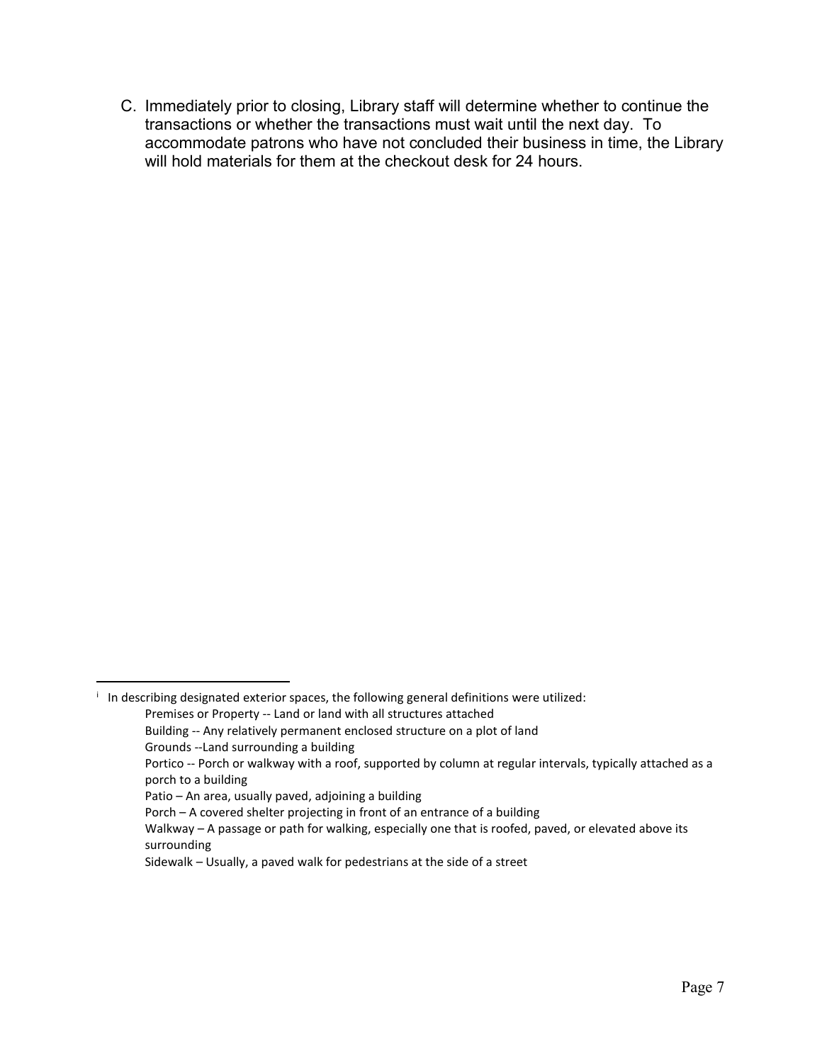C. Immediately prior to closing, Library staff will determine whether to continue the transactions or whether the transactions must wait until the next day. To accommodate patrons who have not concluded their business in time, the Library will hold materials for them at the checkout desk for 24 hours.

---

[i] In describing designated exterior spaces, the following general definitions were utilized:

Premises or Property -- Land or land with all structures attached

Building -- Any relatively permanent enclosed structure on a plot of land

Grounds --Land surrounding a building

Portico -- Porch or walkway with a roof, supported by column at regular intervals, typically attached as a porch to a building

Patio – An area, usually paved, adjoining a building

Porch – A covered shelter projecting in front of an entrance of a building

Walkway – A passage or path for walking, especially one that is roofed, paved, or elevated above its surrounding

Sidewalk – Usually, a paved walk for pedestrians at the side of a street